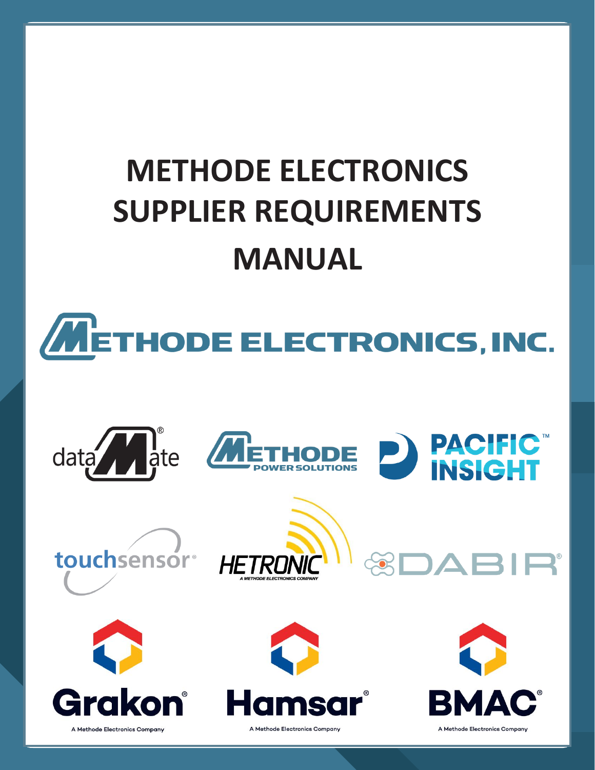# METHODE ELECTRONICS SUPPLIER REQUIREMENTS MANUAL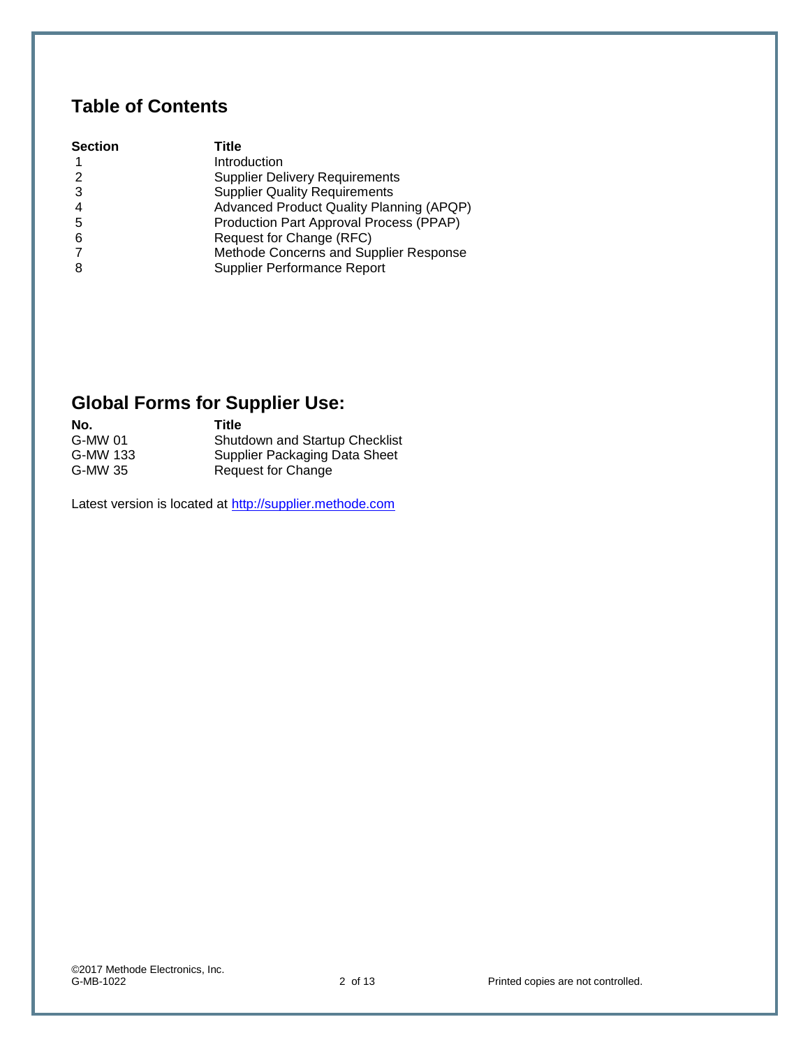## Table of Contents

| Section | Title |
|---|---|
| 1 | Introduction |
| 2 | Supplier Delivery Requirements |
| 3 | Supplier Quality Requirements |
| 4 | Advanced Product Quality Planning (APQP) |
| 5 | Production Part Approval Process (PPAP) |
| 6 | Request for Change (RFC) |
| 7 | Methode Concerns and Supplier Response |
| 8 | Supplier Performance Report |

## Global Forms for Supplier Use:

| No. | Title |
|---|---|
| G-MW 01 | Shutdown and Startup Checklist |
| G-MW 133 | Supplier Packaging Data Sheet |
| G-MW 35 | Request for Change |

Latest version is located at [http://supplier.methode.com](http://supplier.methode.com)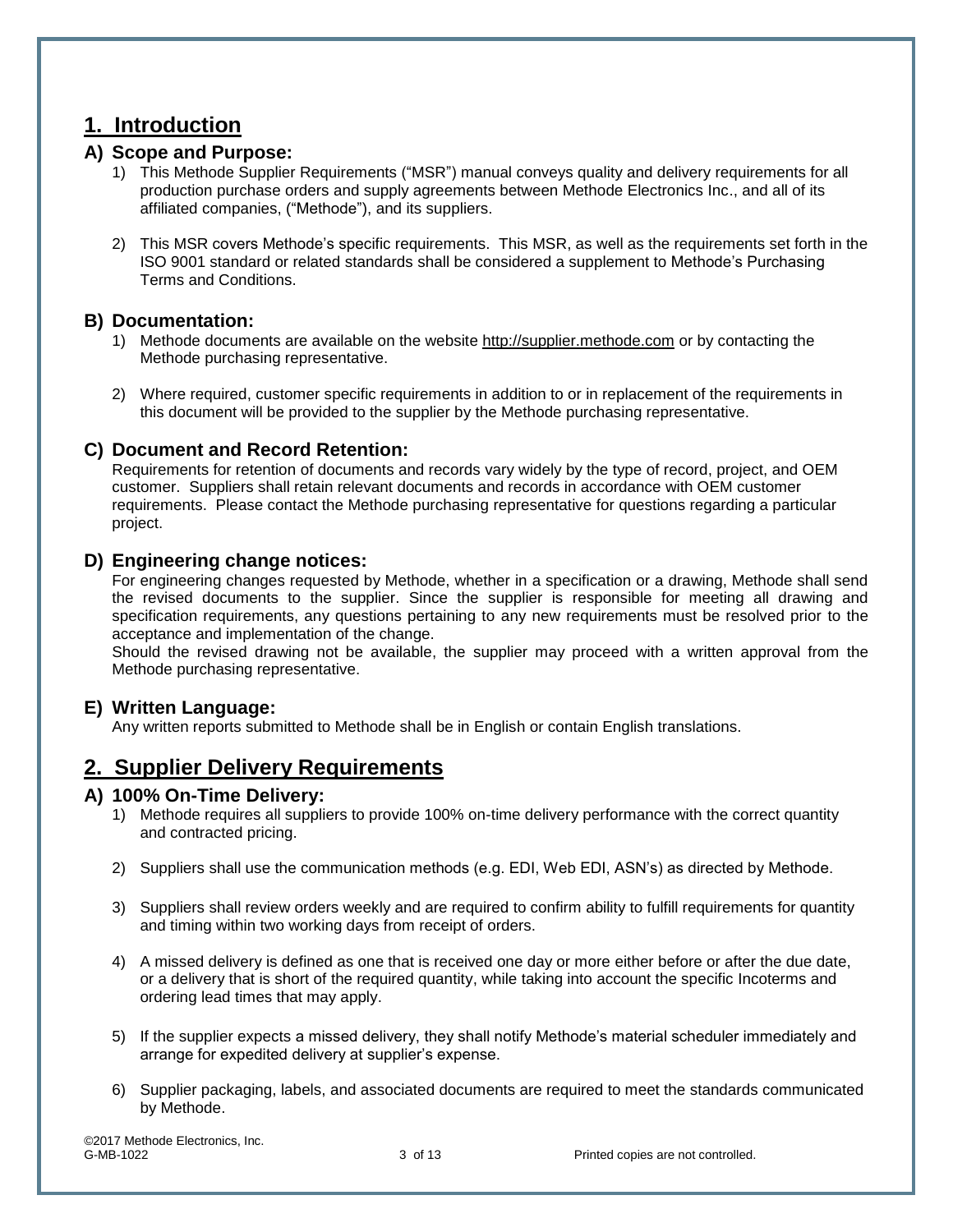# 1. Introduction

## A) Scope and Purpose:

1) This Methode Supplier Requirements ("MSR") manual conveys quality and delivery requirements for all production purchase orders and supply agreements between Methode Electronics Inc., and all of its affiliated companies, ("Methode"), and its suppliers.

2) This MSR covers Methode's specific requirements. This MSR, as well as the requirements set forth in the ISO 9001 standard or related standards shall be considered a supplement to Methode's Purchasing Terms and Conditions.

## B) Documentation:

1) Methode documents are available on the website http://supplier.methode.com or by contacting the Methode purchasing representative.

2) Where required, customer specific requirements in addition to or in replacement of the requirements in this document will be provided to the supplier by the Methode purchasing representative.

## C) Document and Record Retention:

Requirements for retention of documents and records vary widely by the type of record, project, and OEM customer. Suppliers shall retain relevant documents and records in accordance with OEM customer requirements. Please contact the Methode purchasing representative for questions regarding a particular project.

## D) Engineering change notices:

For engineering changes requested by Methode, whether in a specification or a drawing, Methode shall send the revised documents to the supplier. Since the supplier is responsible for meeting all drawing and specification requirements, any questions pertaining to any new requirements must be resolved prior to the acceptance and implementation of the change.

Should the revised drawing not be available, the supplier may proceed with a written approval from the Methode purchasing representative.

## E) Written Language:

Any written reports submitted to Methode shall be in English or contain English translations.

# 2. Supplier Delivery Requirements

## A) 100% On-Time Delivery:

1) Methode requires all suppliers to provide 100% on-time delivery performance with the correct quantity and contracted pricing.

2) Suppliers shall use the communication methods (e.g. EDI, Web EDI, ASN's) as directed by Methode.

3) Suppliers shall review orders weekly and are required to confirm ability to fulfill requirements for quantity and timing within two working days from receipt of orders.

4) A missed delivery is defined as one that is received one day or more either before or after the due date, or a delivery that is short of the required quantity, while taking into account the specific Incoterms and ordering lead times that may apply.

5) If the supplier expects a missed delivery, they shall notify Methode's material scheduler immediately and arrange for expedited delivery at supplier's expense.

6) Supplier packaging, labels, and associated documents are required to meet the standards communicated by Methode.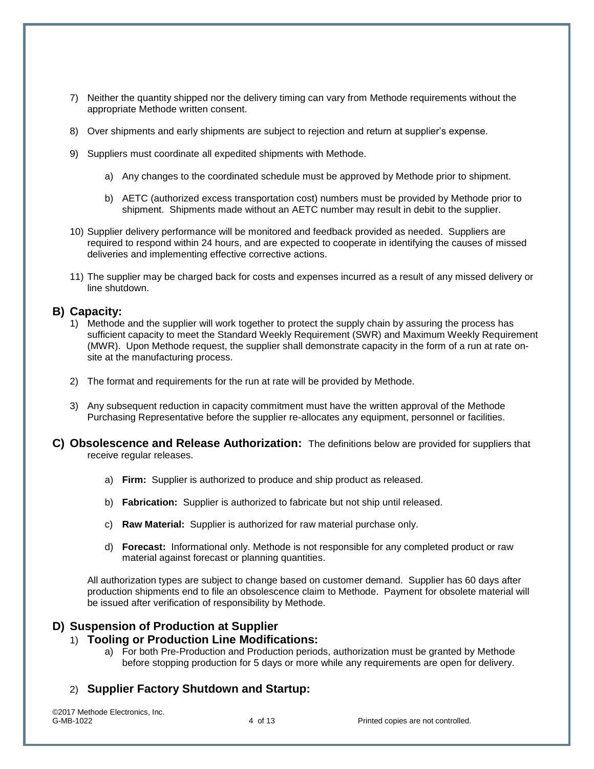7) Neither the quantity shipped nor the delivery timing can vary from Methode requirements without the appropriate Methode written consent.

8) Over shipments and early shipments are subject to rejection and return at supplier's expense.

9) Suppliers must coordinate all expedited shipments with Methode.

   a) Any changes to the coordinated schedule must be approved by Methode prior to shipment.

   b) AETC (authorized excess transportation cost) numbers must be provided by Methode prior to shipment. Shipments made without an AETC number may result in debit to the supplier.

10) Supplier delivery performance will be monitored and feedback provided as needed. Suppliers are required to respond within 24 hours, and are expected to cooperate in identifying the causes of missed deliveries and implementing effective corrective actions.

11) The supplier may be charged back for costs and expenses incurred as a result of any missed delivery or line shutdown.

## B) Capacity:

1) Methode and the supplier will work together to protect the supply chain by assuring the process has sufficient capacity to meet the Standard Weekly Requirement (SWR) and Maximum Weekly Requirement (MWR). Upon Methode request, the supplier shall demonstrate capacity in the form of a run at rate on-site at the manufacturing process.

2) The format and requirements for the run at rate will be provided by Methode.

3) Any subsequent reduction in capacity commitment must have the written approval of the Methode Purchasing Representative before the supplier re-allocates any equipment, personnel or facilities.

## C) Obsolescence and Release Authorization:

The definitions below are provided for suppliers that receive regular releases.

   a) **Firm:** Supplier is authorized to produce and ship product as released.

   b) **Fabrication:** Supplier is authorized to fabricate but not ship until released.

   c) **Raw Material:** Supplier is authorized for raw material purchase only.

   d) **Forecast:** Informational only. Methode is not responsible for any completed product or raw material against forecast or planning quantities.

All authorization types are subject to change based on customer demand. Supplier has 60 days after production shipments end to file an obsolescence claim to Methode. Payment for obsolete material will be issued after verification of responsibility by Methode.

## D) Suspension of Production at Supplier

### 1) Tooling or Production Line Modifications:

   a) For both Pre-Production and Production periods, authorization must be granted by Methode before stopping production for 5 days or more while any requirements are open for delivery.

### 2) Supplier Factory Shutdown and Startup: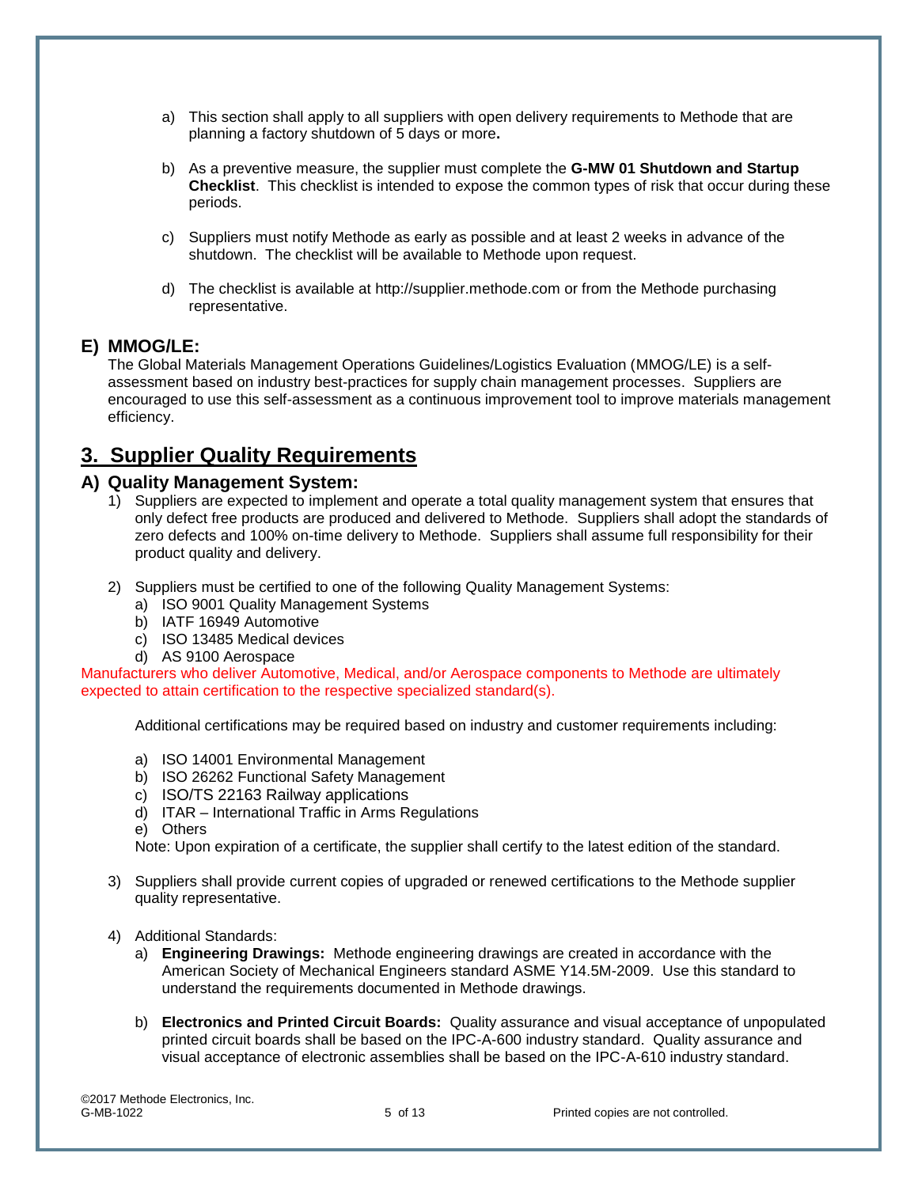a) This section shall apply to all suppliers with open delivery requirements to Methode that are planning a factory shutdown of 5 days or more**.**

b) As a preventive measure, the supplier must complete the **G-MW 01 Shutdown and Startup Checklist**. This checklist is intended to expose the common types of risk that occur during these periods.

c) Suppliers must notify Methode as early as possible and at least 2 weeks in advance of the shutdown. The checklist will be available to Methode upon request.

d) The checklist is available at http://supplier.methode.com or from the Methode purchasing representative.

### E) MMOG/LE:

The Global Materials Management Operations Guidelines/Logistics Evaluation (MMOG/LE) is a self-assessment based on industry best-practices for supply chain management processes. Suppliers are encouraged to use this self-assessment as a continuous improvement tool to improve materials management efficiency.

## 3. Supplier Quality Requirements

### A) Quality Management System:

1) Suppliers are expected to implement and operate a total quality management system that ensures that only defect free products are produced and delivered to Methode. Suppliers shall adopt the standards of zero defects and 100% on-time delivery to Methode. Suppliers shall assume full responsibility for their product quality and delivery.

2) Suppliers must be certified to one of the following Quality Management Systems:
   a) ISO 9001 Quality Management Systems
   b) IATF 16949 Automotive
   c) ISO 13485 Medical devices
   d) AS 9100 Aerospace

Manufacturers who deliver Automotive, Medical, and/or Aerospace components to Methode are ultimately expected to attain certification to the respective specialized standard(s).

Additional certifications may be required based on industry and customer requirements including:

   a) ISO 14001 Environmental Management
   b) ISO 26262 Functional Safety Management
   c) ISO/TS 22163 Railway applications
   d) ITAR – International Traffic in Arms Regulations
   e) Others

Note: Upon expiration of a certificate, the supplier shall certify to the latest edition of the standard.

3) Suppliers shall provide current copies of upgraded or renewed certifications to the Methode supplier quality representative.

4) Additional Standards:
   a) **Engineering Drawings:** Methode engineering drawings are created in accordance with the American Society of Mechanical Engineers standard ASME Y14.5M-2009. Use this standard to understand the requirements documented in Methode drawings.

   b) **Electronics and Printed Circuit Boards:** Quality assurance and visual acceptance of unpopulated printed circuit boards shall be based on the IPC-A-600 industry standard. Quality assurance and visual acceptance of electronic assemblies shall be based on the IPC-A-610 industry standard.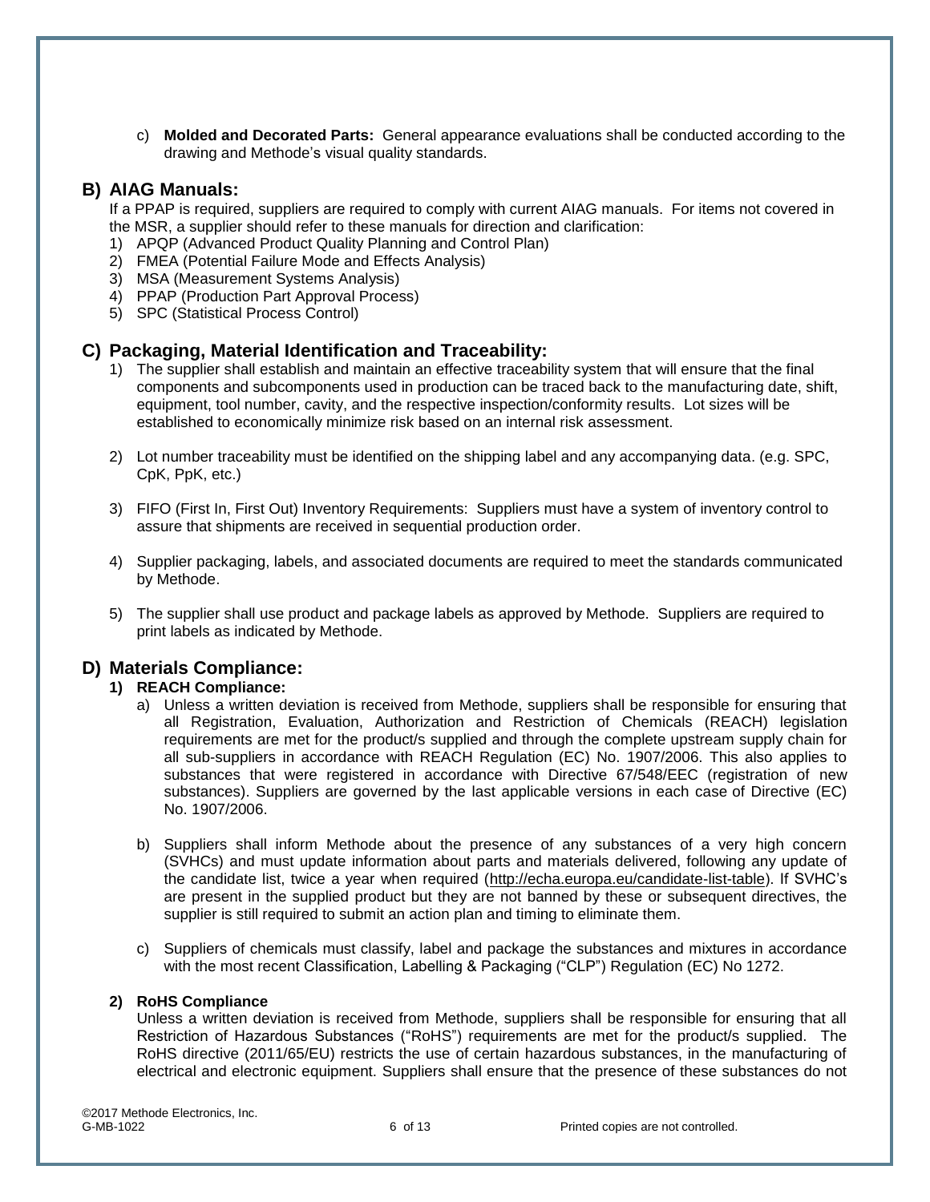c) **Molded and Decorated Parts:** General appearance evaluations shall be conducted according to the drawing and Methode's visual quality standards.

## B) AIAG Manuals:

If a PPAP is required, suppliers are required to comply with current AIAG manuals. For items not covered in the MSR, a supplier should refer to these manuals for direction and clarification:

1) APQP (Advanced Product Quality Planning and Control Plan)
2) FMEA (Potential Failure Mode and Effects Analysis)
3) MSA (Measurement Systems Analysis)
4) PPAP (Production Part Approval Process)
5) SPC (Statistical Process Control)

## C) Packaging, Material Identification and Traceability:

1) The supplier shall establish and maintain an effective traceability system that will ensure that the final components and subcomponents used in production can be traced back to the manufacturing date, shift, equipment, tool number, cavity, and the respective inspection/conformity results. Lot sizes will be established to economically minimize risk based on an internal risk assessment.

2) Lot number traceability must be identified on the shipping label and any accompanying data. (e.g. SPC, CpK, PpK, etc.)

3) FIFO (First In, First Out) Inventory Requirements: Suppliers must have a system of inventory control to assure that shipments are received in sequential production order.

4) Supplier packaging, labels, and associated documents are required to meet the standards communicated by Methode.

5) The supplier shall use product and package labels as approved by Methode. Suppliers are required to print labels as indicated by Methode.

## D) Materials Compliance:

### 1) REACH Compliance:

a) Unless a written deviation is received from Methode, suppliers shall be responsible for ensuring that all Registration, Evaluation, Authorization and Restriction of Chemicals (REACH) legislation requirements are met for the product/s supplied and through the complete upstream supply chain for all sub-suppliers in accordance with REACH Regulation (EC) No. 1907/2006. This also applies to substances that were registered in accordance with Directive 67/548/EEC (registration of new substances). Suppliers are governed by the last applicable versions in each case of Directive (EC) No. 1907/2006.

b) Suppliers shall inform Methode about the presence of any substances of a very high concern (SVHCs) and must update information about parts and materials delivered, following any update of the candidate list, twice a year when required (http://echa.europa.eu/candidate-list-table). If SVHC's are present in the supplied product but they are not banned by these or subsequent directives, the supplier is still required to submit an action plan and timing to eliminate them.

c) Suppliers of chemicals must classify, label and package the substances and mixtures in accordance with the most recent Classification, Labelling & Packaging ("CLP") Regulation (EC) No 1272.

### 2) RoHS Compliance

Unless a written deviation is received from Methode, suppliers shall be responsible for ensuring that all Restriction of Hazardous Substances ("RoHS") requirements are met for the product/s supplied. The RoHS directive (2011/65/EU) restricts the use of certain hazardous substances, in the manufacturing of electrical and electronic equipment. Suppliers shall ensure that the presence of these substances do not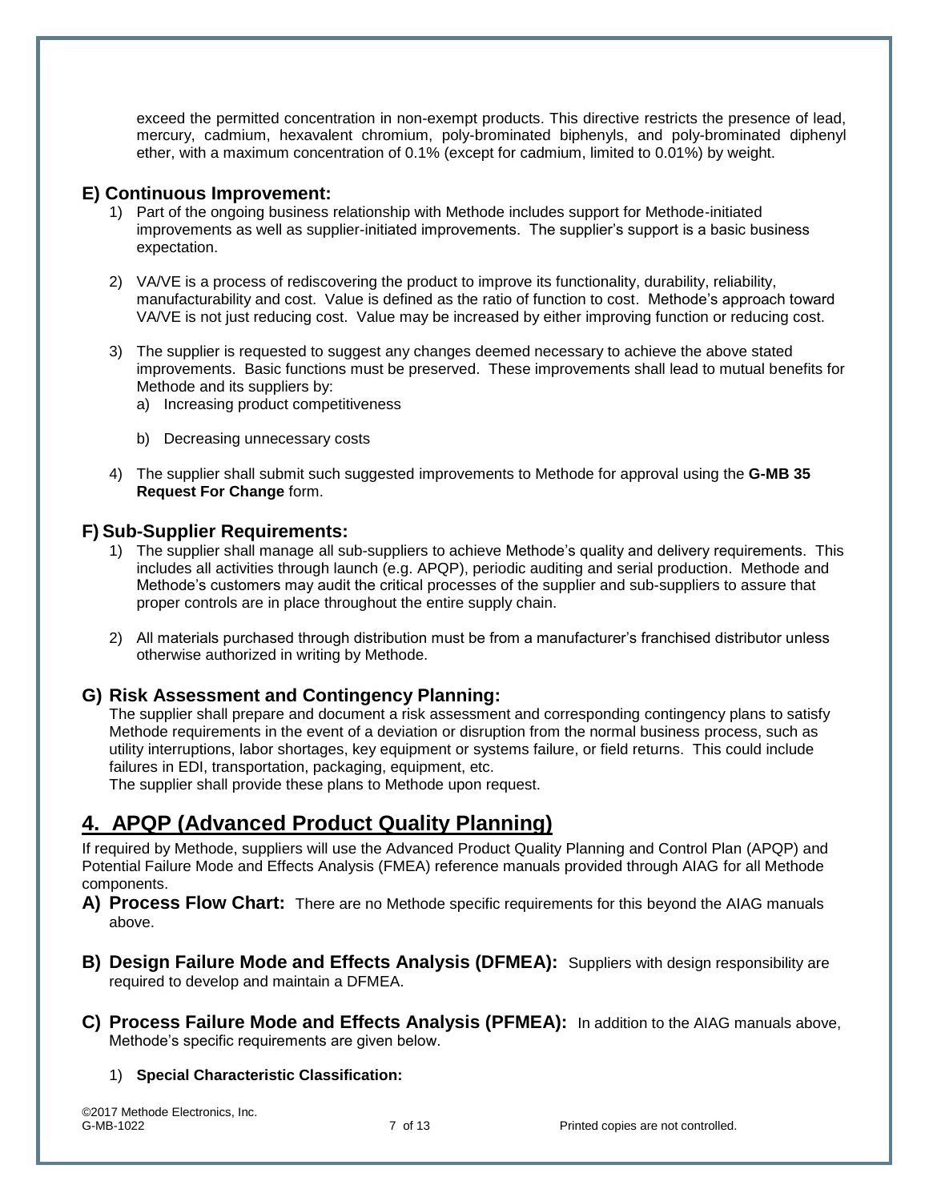exceed the permitted concentration in non-exempt products. This directive restricts the presence of lead, mercury, cadmium, hexavalent chromium, poly-brominated biphenyls, and poly-brominated diphenyl ether, with a maximum concentration of 0.1% (except for cadmium, limited to 0.01%) by weight.

### E) Continuous Improvement:

1) Part of the ongoing business relationship with Methode includes support for Methode-initiated improvements as well as supplier-initiated improvements. The supplier's support is a basic business expectation.

2) VA/VE is a process of rediscovering the product to improve its functionality, durability, reliability, manufacturability and cost. Value is defined as the ratio of function to cost. Methode's approach toward VA/VE is not just reducing cost. Value may be increased by either improving function or reducing cost.

3) The supplier is requested to suggest any changes deemed necessary to achieve the above stated improvements. Basic functions must be preserved. These improvements shall lead to mutual benefits for Methode and its suppliers by:
   a) Increasing product competitiveness
   b) Decreasing unnecessary costs

4) The supplier shall submit such suggested improvements to Methode for approval using the **G-MB 35 Request For Change** form.

### F) Sub-Supplier Requirements:

1) The supplier shall manage all sub-suppliers to achieve Methode's quality and delivery requirements. This includes all activities through launch (e.g. APQP), periodic auditing and serial production. Methode and Methode's customers may audit the critical processes of the supplier and sub-suppliers to assure that proper controls are in place throughout the entire supply chain.

2) All materials purchased through distribution must be from a manufacturer's franchised distributor unless otherwise authorized in writing by Methode.

### G) Risk Assessment and Contingency Planning:

The supplier shall prepare and document a risk assessment and corresponding contingency plans to satisfy Methode requirements in the event of a deviation or disruption from the normal business process, such as utility interruptions, labor shortages, key equipment or systems failure, or field returns. This could include failures in EDI, transportation, packaging, equipment, etc.
The supplier shall provide these plans to Methode upon request.

## 4. APQP (Advanced Product Quality Planning)

If required by Methode, suppliers will use the Advanced Product Quality Planning and Control Plan (APQP) and Potential Failure Mode and Effects Analysis (FMEA) reference manuals provided through AIAG for all Methode components.

**A) Process Flow Chart:** There are no Methode specific requirements for this beyond the AIAG manuals above.

**B) Design Failure Mode and Effects Analysis (DFMEA):** Suppliers with design responsibility are required to develop and maintain a DFMEA.

**C) Process Failure Mode and Effects Analysis (PFMEA):** In addition to the AIAG manuals above, Methode's specific requirements are given below.

1) **Special Characteristic Classification:**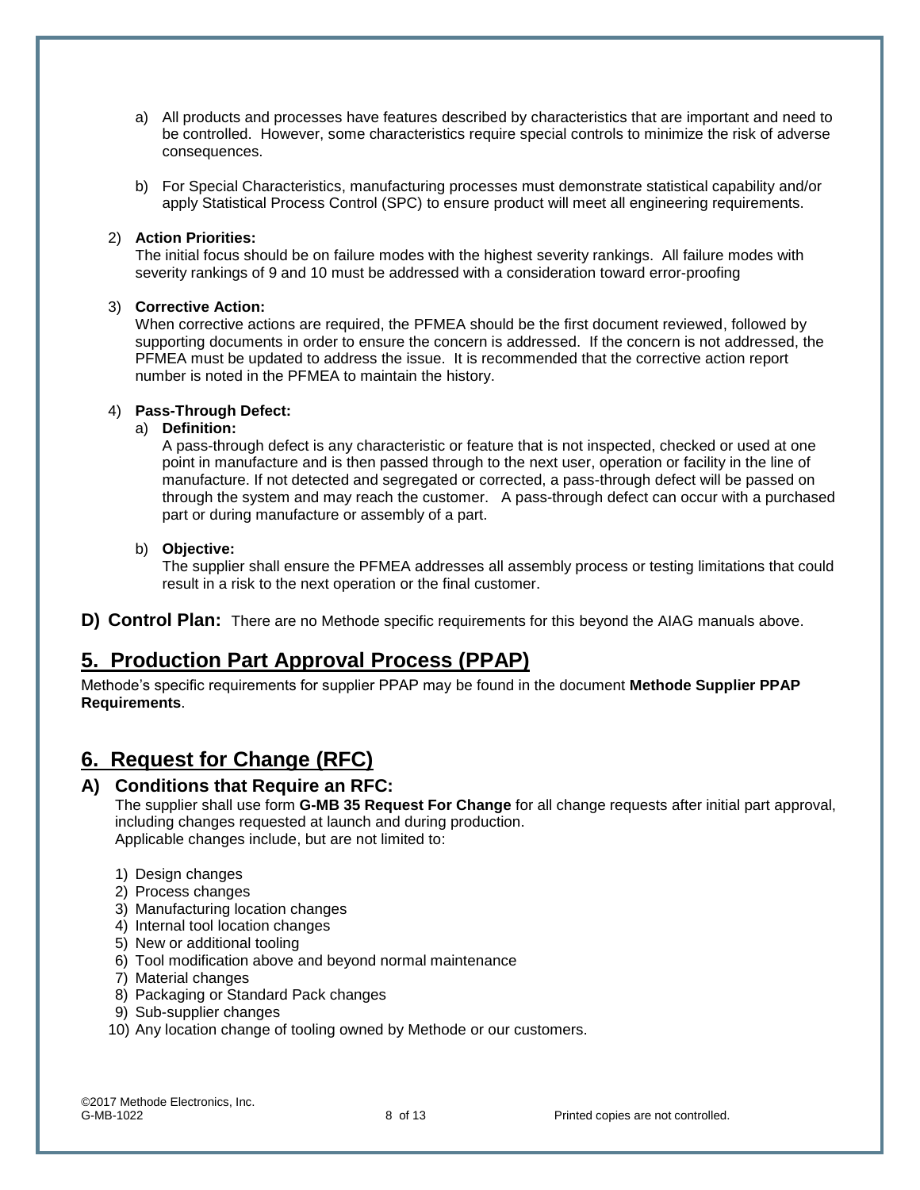a) All products and processes have features described by characteristics that are important and need to be controlled. However, some characteristics require special controls to minimize the risk of adverse consequences.

b) For Special Characteristics, manufacturing processes must demonstrate statistical capability and/or apply Statistical Process Control (SPC) to ensure product will meet all engineering requirements.

2) **Action Priorities:**
The initial focus should be on failure modes with the highest severity rankings. All failure modes with severity rankings of 9 and 10 must be addressed with a consideration toward error-proofing

3) **Corrective Action:**
When corrective actions are required, the PFMEA should be the first document reviewed, followed by supporting documents in order to ensure the concern is addressed. If the concern is not addressed, the PFMEA must be updated to address the issue. It is recommended that the corrective action report number is noted in the PFMEA to maintain the history.

4) **Pass-Through Defect:**

a) **Definition:**
A pass-through defect is any characteristic or feature that is not inspected, checked or used at one point in manufacture and is then passed through to the next user, operation or facility in the line of manufacture. If not detected and segregated or corrected, a pass-through defect will be passed on through the system and may reach the customer. A pass-through defect can occur with a purchased part or during manufacture or assembly of a part.

b) **Objective:**
The supplier shall ensure the PFMEA addresses all assembly process or testing limitations that could result in a risk to the next operation or the final customer.

### D) Control Plan:

There are no Methode specific requirements for this beyond the AIAG manuals above.

## 5. Production Part Approval Process (PPAP)

Methode's specific requirements for supplier PPAP may be found in the document **Methode Supplier PPAP Requirements**.

## 6. Request for Change (RFC)

### A) Conditions that Require an RFC:

The supplier shall use form **G-MB 35 Request For Change** for all change requests after initial part approval, including changes requested at launch and during production.
Applicable changes include, but are not limited to:

1) Design changes
2) Process changes
3) Manufacturing location changes
4) Internal tool location changes
5) New or additional tooling
6) Tool modification above and beyond normal maintenance
7) Material changes
8) Packaging or Standard Pack changes
9) Sub-supplier changes
10) Any location change of tooling owned by Methode or our customers.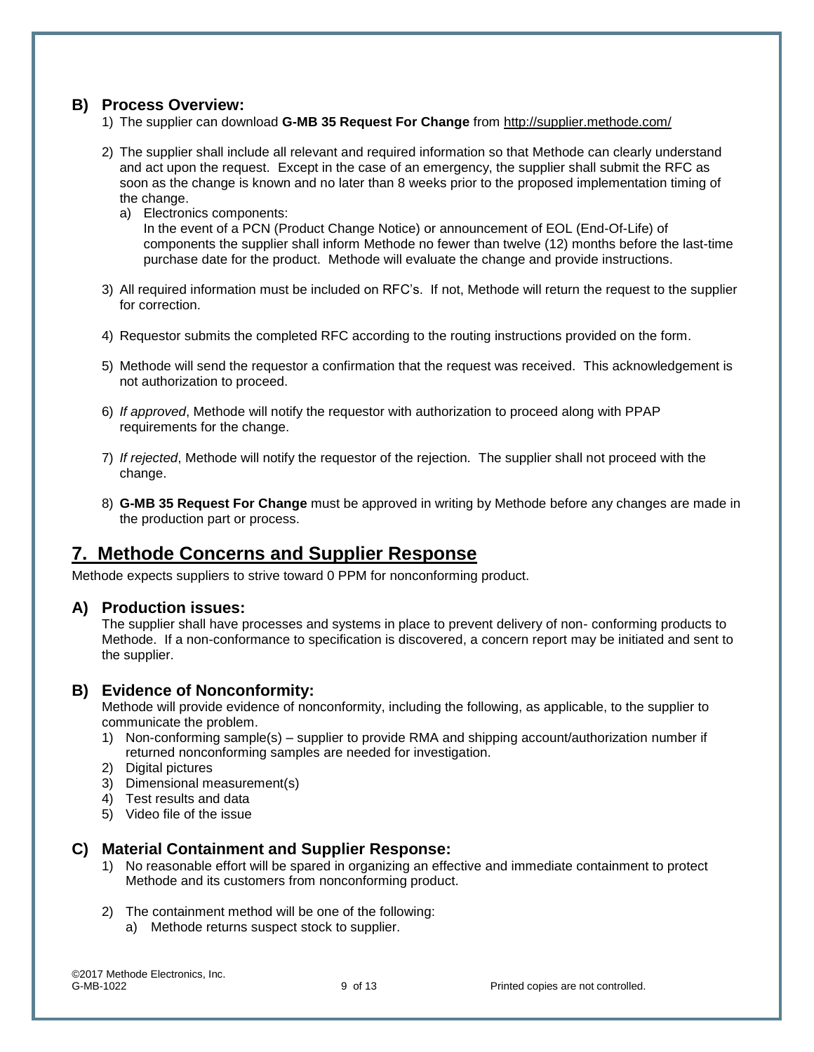### B) Process Overview:

1) The supplier can download **G-MB 35 Request For Change** from http://supplier.methode.com/

2) The supplier shall include all relevant and required information so that Methode can clearly understand and act upon the request. Except in the case of an emergency, the supplier shall submit the RFC as soon as the change is known and no later than 8 weeks prior to the proposed implementation timing of the change.
   a) Electronics components:
   In the event of a PCN (Product Change Notice) or announcement of EOL (End-Of-Life) of components the supplier shall inform Methode no fewer than twelve (12) months before the last-time purchase date for the product. Methode will evaluate the change and provide instructions.

3) All required information must be included on RFC's. If not, Methode will return the request to the supplier for correction.

4) Requestor submits the completed RFC according to the routing instructions provided on the form.

5) Methode will send the requestor a confirmation that the request was received. This acknowledgement is not authorization to proceed.

6) *If approved*, Methode will notify the requestor with authorization to proceed along with PPAP requirements for the change.

7) *If rejected*, Methode will notify the requestor of the rejection. The supplier shall not proceed with the change.

8) **G-MB 35 Request For Change** must be approved in writing by Methode before any changes are made in the production part or process.

## 7. Methode Concerns and Supplier Response

Methode expects suppliers to strive toward 0 PPM for nonconforming product.

### A) Production issues:

The supplier shall have processes and systems in place to prevent delivery of non- conforming products to Methode. If a non-conformance to specification is discovered, a concern report may be initiated and sent to the supplier.

### B) Evidence of Nonconformity:

Methode will provide evidence of nonconformity, including the following, as applicable, to the supplier to communicate the problem.

1) Non-conforming sample(s) – supplier to provide RMA and shipping account/authorization number if returned nonconforming samples are needed for investigation.
2) Digital pictures
3) Dimensional measurement(s)
4) Test results and data
5) Video file of the issue

### C) Material Containment and Supplier Response:

1) No reasonable effort will be spared in organizing an effective and immediate containment to protect Methode and its customers from nonconforming product.

2) The containment method will be one of the following:
   a) Methode returns suspect stock to supplier.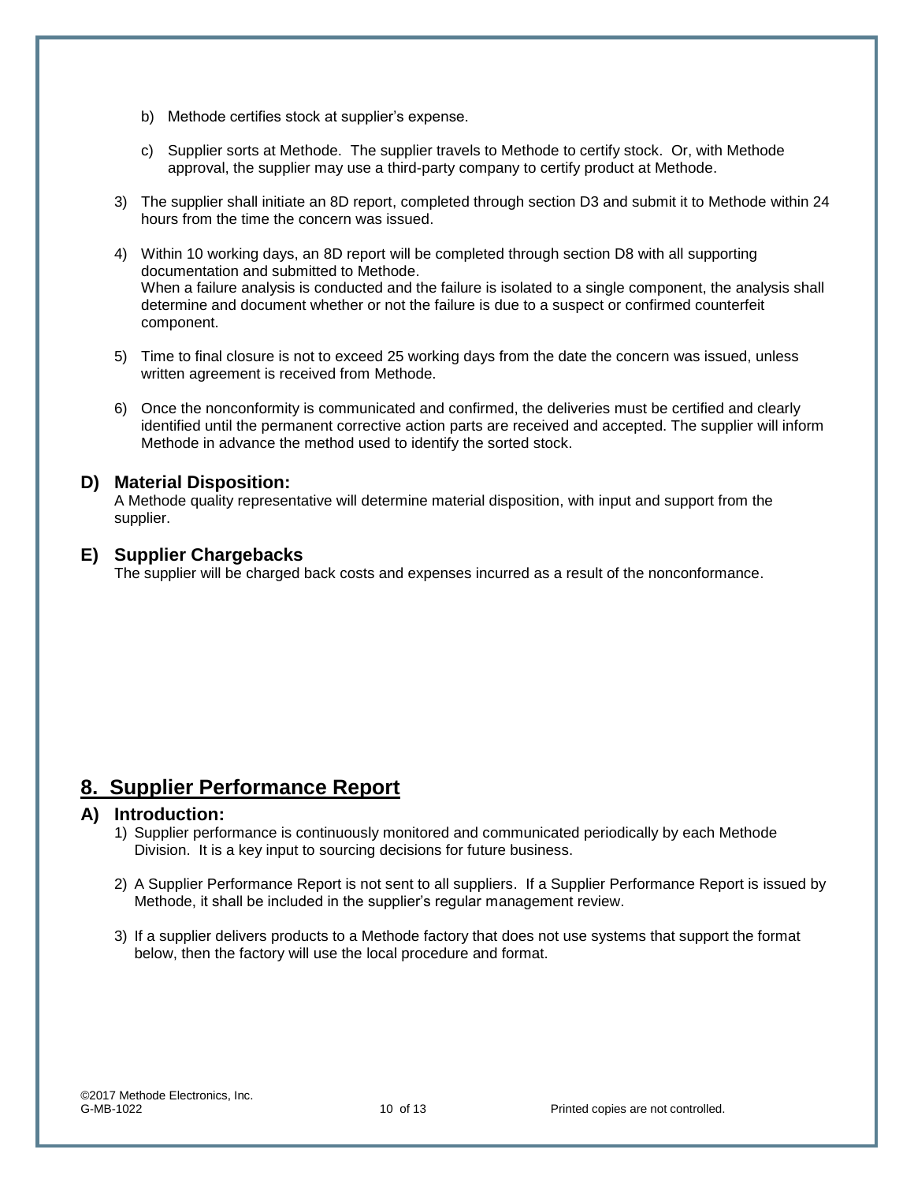b) Methode certifies stock at supplier's expense.

c) Supplier sorts at Methode. The supplier travels to Methode to certify stock. Or, with Methode approval, the supplier may use a third-party company to certify product at Methode.

3) The supplier shall initiate an 8D report, completed through section D3 and submit it to Methode within 24 hours from the time the concern was issued.

4) Within 10 working days, an 8D report will be completed through section D8 with all supporting documentation and submitted to Methode.
When a failure analysis is conducted and the failure is isolated to a single component, the analysis shall determine and document whether or not the failure is due to a suspect or confirmed counterfeit component.

5) Time to final closure is not to exceed 25 working days from the date the concern was issued, unless written agreement is received from Methode.

6) Once the nonconformity is communicated and confirmed, the deliveries must be certified and clearly identified until the permanent corrective action parts are received and accepted. The supplier will inform Methode in advance the method used to identify the sorted stock.

### D) Material Disposition:

A Methode quality representative will determine material disposition, with input and support from the supplier.

### E) Supplier Chargebacks

The supplier will be charged back costs and expenses incurred as a result of the nonconformance.

## 8. Supplier Performance Report

### A) Introduction:

1) Supplier performance is continuously monitored and communicated periodically by each Methode Division. It is a key input to sourcing decisions for future business.

2) A Supplier Performance Report is not sent to all suppliers. If a Supplier Performance Report is issued by Methode, it shall be included in the supplier's regular management review.

3) If a supplier delivers products to a Methode factory that does not use systems that support the format below, then the factory will use the local procedure and format.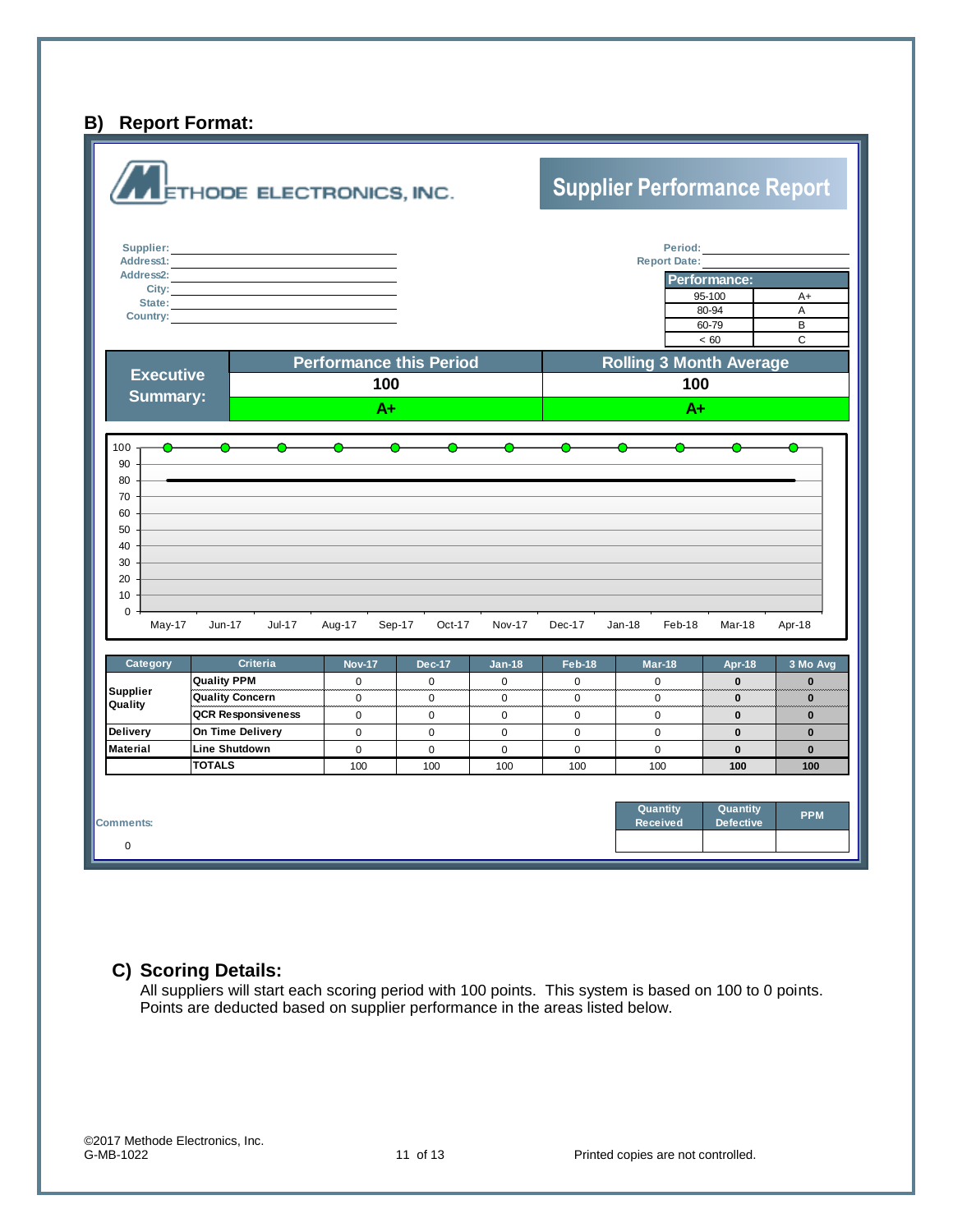## B) Report Format:

METHODE ELECTRONICS, INC.

**Supplier Performance Report**

Supplier:
Address1:
Address2:
City:
State:
Country:

Period:
Report Date:

| Performance: | |
|---|---|
| 95-100 | A+ |
| 80-94 | A |
| 60-79 | B |
| < 60 | C |

| Executive Summary: | Performance this Period | Rolling 3 Month Average |
|---|---|---|
| | 100 | 100 |
| | A+ | A+ |

| Category | Criteria | Nov-17 | Dec-17 | Jan-18 | Feb-18 | Mar-18 | Apr-18 | 3 Mo Avg |
|---|---|---|---|---|---|---|---|---|
| Supplier Quality | Quality PPM | 0 | 0 | 0 | 0 | 0 | 0 | 0 |
| | Quality Concern | 0 | 0 | 0 | 0 | 0 | 0 | 0 |
| | QCR Responsiveness | 0 | 0 | 0 | 0 | 0 | 0 | 0 |
| Delivery | On Time Delivery | 0 | 0 | 0 | 0 | 0 | 0 | 0 |
| Material | Line Shutdown | 0 | 0 | 0 | 0 | 0 | 0 | 0 |
| | TOTALS | 100 | 100 | 100 | 100 | 100 | 100 | 100 |

Comments:

0

| Quantity Received | Quantity Defective | PPM |
|---|---|---|
| | | |

## C) Scoring Details:

All suppliers will start each scoring period with 100 points. This system is based on 100 to 0 points. Points are deducted based on supplier performance in the areas listed below.

©2017 Methode Electronics, Inc.
G-MB-1022

Printed copies are not controlled.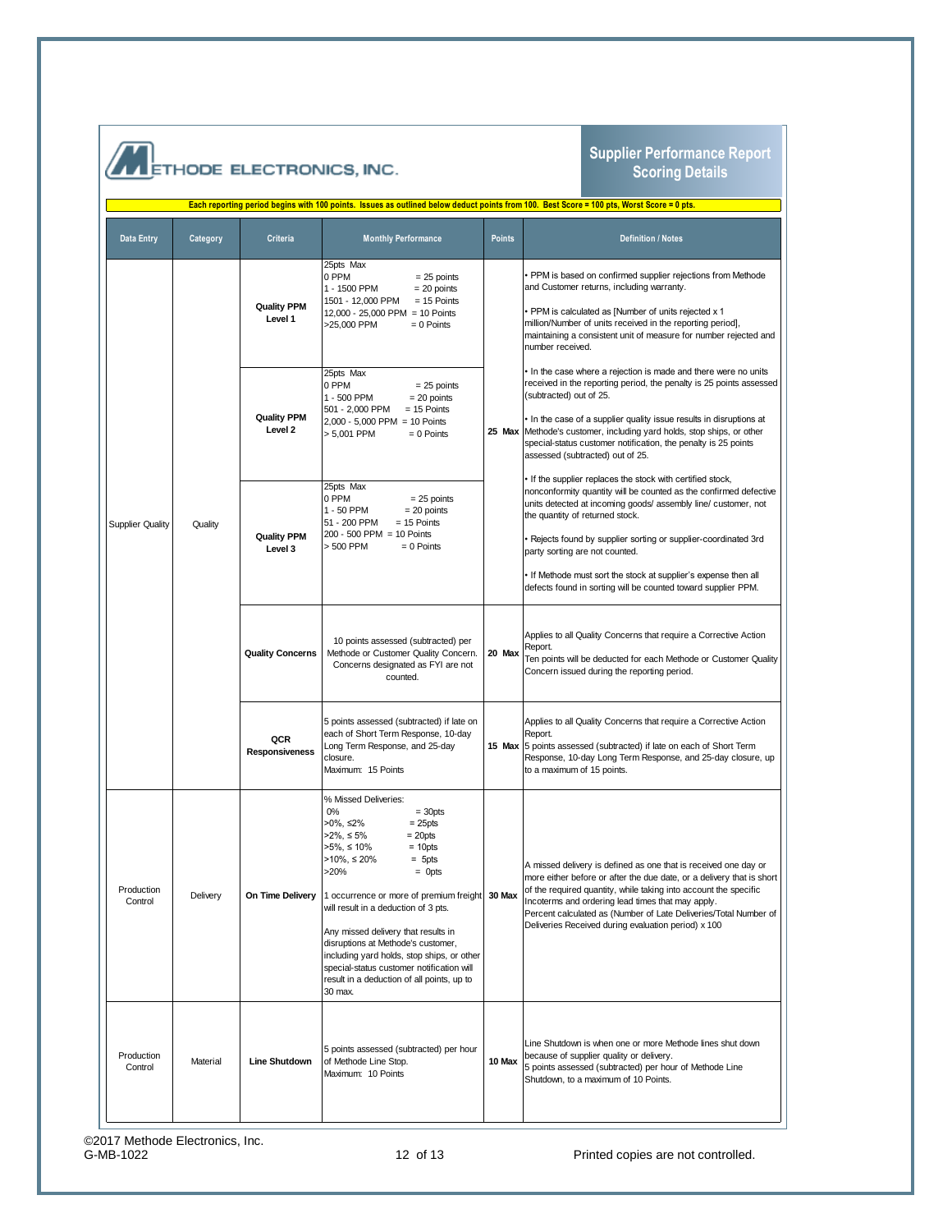METHODE ELECTRONICS, INC.

# Supplier Performance Report Scoring Details

**Each reporting period begins with 100 points. Issues as outlined below deduct points from 100. Best Score = 100 pts, Worst Score = 0 pts.**

| Data Entry | Category | Criteria | Monthly Performance | Points | Definition / Notes |
|---|---|---|---|---|---|
| Supplier Quality | Quality | **Quality PPM Level 1** | 25pts Max<br>0 PPM = 25 points<br>1 - 1500 PPM = 20 points<br>1501 - 12,000 PPM = 15 Points<br>12,000 - 25,000 PPM = 10 Points<br>>25,000 PPM = 0 Points | **25 Max** | • PPM is based on confirmed supplier rejections from Methode and Customer returns, including warranty.<br><br>• PPM is calculated as [Number of units rejected x 1 million/Number of units received in the reporting period], maintaining a consistent unit of measure for number rejected and number received.<br><br>• In the case where a rejection is made and there were no units received in the reporting period, the penalty is 25 points assessed (subtracted) out of 25.<br><br>• In the case of a supplier quality issue results in disruptions at Methode's customer, including yard holds, stop ships, or other special-status customer notification, the penalty is 25 points assessed (subtracted) out of 25.<br><br>• If the supplier replaces the stock with certified stock, nonconformity quantity will be counted as the confirmed defective units detected at incoming goods/ assembly line/ customer, not the quantity of returned stock.<br><br>• Rejects found by supplier sorting or supplier-coordinated 3rd party sorting are not counted.<br><br>• If Methode must sort the stock at supplier's expense then all defects found in sorting will be counted toward supplier PPM. |
| | | **Quality PPM Level 2** | 25pts Max<br>0 PPM = 25 points<br>1 - 500 PPM = 20 points<br>501 - 2,000 PPM = 15 Points<br>2,000 - 5,000 PPM = 10 Points<br>> 5,001 PPM = 0 Points | | |
| | | **Quality PPM Level 3** | 25pts Max<br>0 PPM = 25 points<br>1 - 50 PPM = 20 points<br>51 - 200 PPM = 15 Points<br>200 - 500 PPM = 10 Points<br>> 500 PPM = 0 Points | | |
| | | **Quality Concerns** | 10 points assessed (subtracted) per Methode or Customer Quality Concern. Concerns designated as FYI are not counted. | **20 Max** | Applies to all Quality Concerns that require a Corrective Action Report.<br>Ten points will be deducted for each Methode or Customer Quality Concern issued during the reporting period. |
| | | **QCR Responsiveness** | 5 points assessed (subtracted) if late on each of Short Term Response, 10-day Long Term Response, and 25-day closure.<br>Maximum: 15 Points | **15 Max** | Applies to all Quality Concerns that require a Corrective Action Report.<br>5 points assessed (subtracted) if late on each of Short Term Response, 10-day Long Term Response, and 25-day closure, up to a maximum of 15 points. |
| Production Control | Delivery | **On Time Delivery** | % Missed Deliveries:<br>0% = 30pts<br>>0%, ≤2% = 25pts<br>>2%, ≤ 5% = 20pts<br>>5%, ≤ 10% = 10pts<br>>10%, ≤ 20% = 5pts<br>>20% = 0pts<br><br>1 occurrence or more of premium freight will result in a deduction of 3 pts.<br><br>Any missed delivery that results in disruptions at Methode's customer, including yard holds, stop ships, or other special-status customer notification will result in a deduction of all points, up to 30 max. | **30 Max** | A missed delivery is defined as one that is received one day or more either before or after the due date, or a delivery that is short of the required quantity, while taking into account the specific Incoterms and ordering lead times that may apply.<br>Percent calculated as (Number of Late Deliveries/Total Number of Deliveries Received during evaluation period) x 100 |
| Production Control | Material | **Line Shutdown** | 5 points assessed (subtracted) per hour of Methode Line Stop.<br>Maximum: 10 Points | **10 Max** | Line Shutdown is when one or more Methode lines shut down because of supplier quality or delivery.<br>5 points assessed (subtracted) per hour of Methode Line Shutdown, to a maximum of 10 Points. |

©2017 Methode Electronics, Inc.
G-MB-1022

Printed copies are not controlled.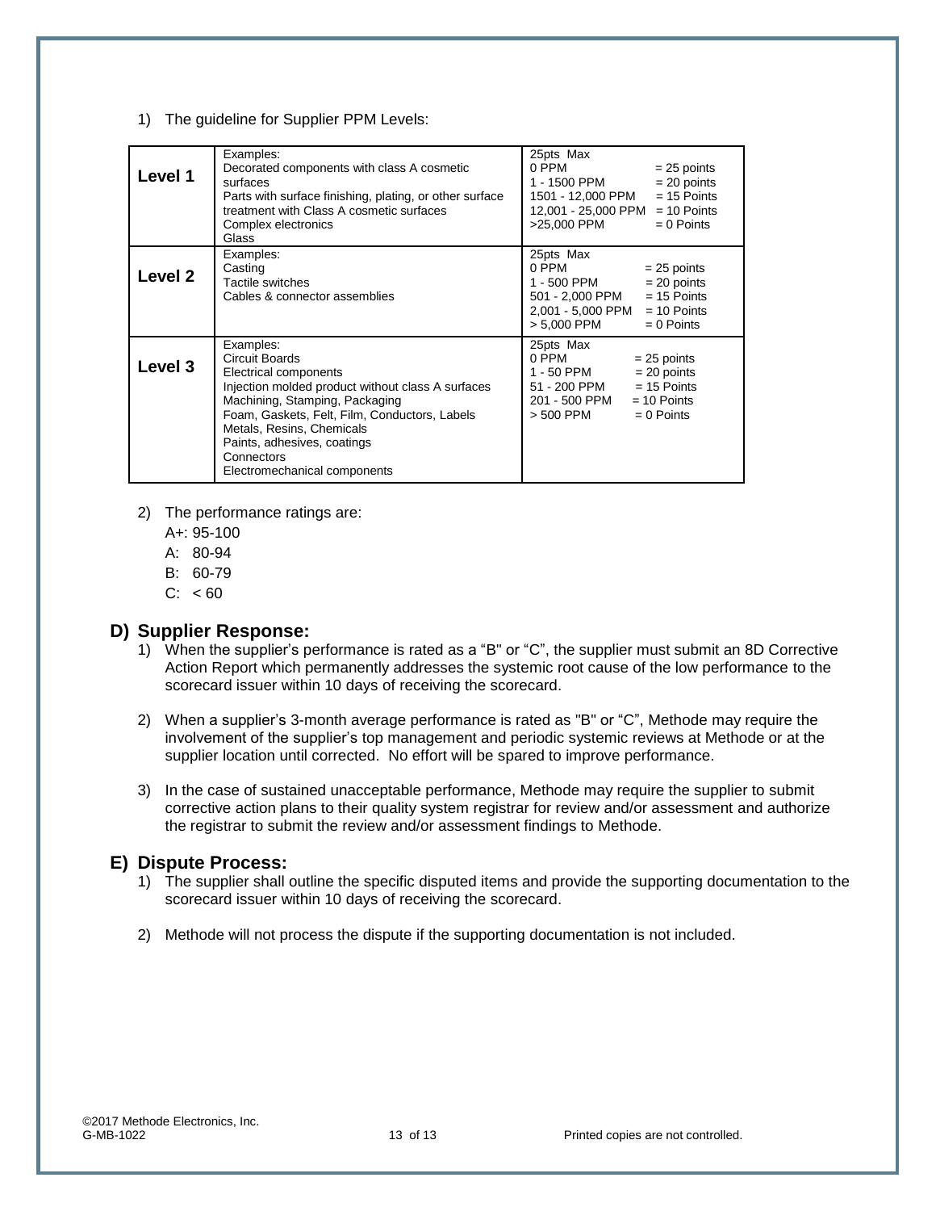1) The guideline for Supplier PPM Levels:

| | | |
|---|---|---|
| **Level 1** | Examples:<br>Decorated components with class A cosmetic surfaces<br>Parts with surface finishing, plating, or other surface treatment with Class A cosmetic surfaces<br>Complex electronics<br>Glass | 25pts Max<br>0 PPM = 25 points<br>1 - 1500 PPM = 20 points<br>1501 - 12,000 PPM = 15 Points<br>12,001 - 25,000 PPM = 10 Points<br>>25,000 PPM = 0 Points |
| **Level 2** | Examples:<br>Casting<br>Tactile switches<br>Cables & connector assemblies | 25pts Max<br>0 PPM = 25 points<br>1 - 500 PPM = 20 points<br>501 - 2,000 PPM = 15 Points<br>2,001 - 5,000 PPM = 10 Points<br>> 5,000 PPM = 0 Points |
| **Level 3** | Examples:<br>Circuit Boards<br>Electrical components<br>Injection molded product without class A surfaces<br>Machining, Stamping, Packaging<br>Foam, Gaskets, Felt, Film, Conductors, Labels<br>Metals, Resins, Chemicals<br>Paints, adhesives, coatings<br>Connectors<br>Electromechanical components | 25pts Max<br>0 PPM = 25 points<br>1 - 50 PPM = 20 points<br>51 - 200 PPM = 15 Points<br>201 - 500 PPM = 10 Points<br>> 500 PPM = 0 Points |

2) The performance ratings are:

A+: 95-100  
A: 80-94  
B: 60-79  
C: < 60

## D) Supplier Response:

1) When the supplier's performance is rated as a "B" or "C", the supplier must submit an 8D Corrective Action Report which permanently addresses the systemic root cause of the low performance to the scorecard issuer within 10 days of receiving the scorecard.

2) When a supplier's 3-month average performance is rated as "B" or "C", Methode may require the involvement of the supplier's top management and periodic systemic reviews at Methode or at the supplier location until corrected. No effort will be spared to improve performance.

3) In the case of sustained unacceptable performance, Methode may require the supplier to submit corrective action plans to their quality system registrar for review and/or assessment and authorize the registrar to submit the review and/or assessment findings to Methode.

## E) Dispute Process:

1) The supplier shall outline the specific disputed items and provide the supporting documentation to the scorecard issuer within 10 days of receiving the scorecard.

2) Methode will not process the dispute if the supporting documentation is not included.